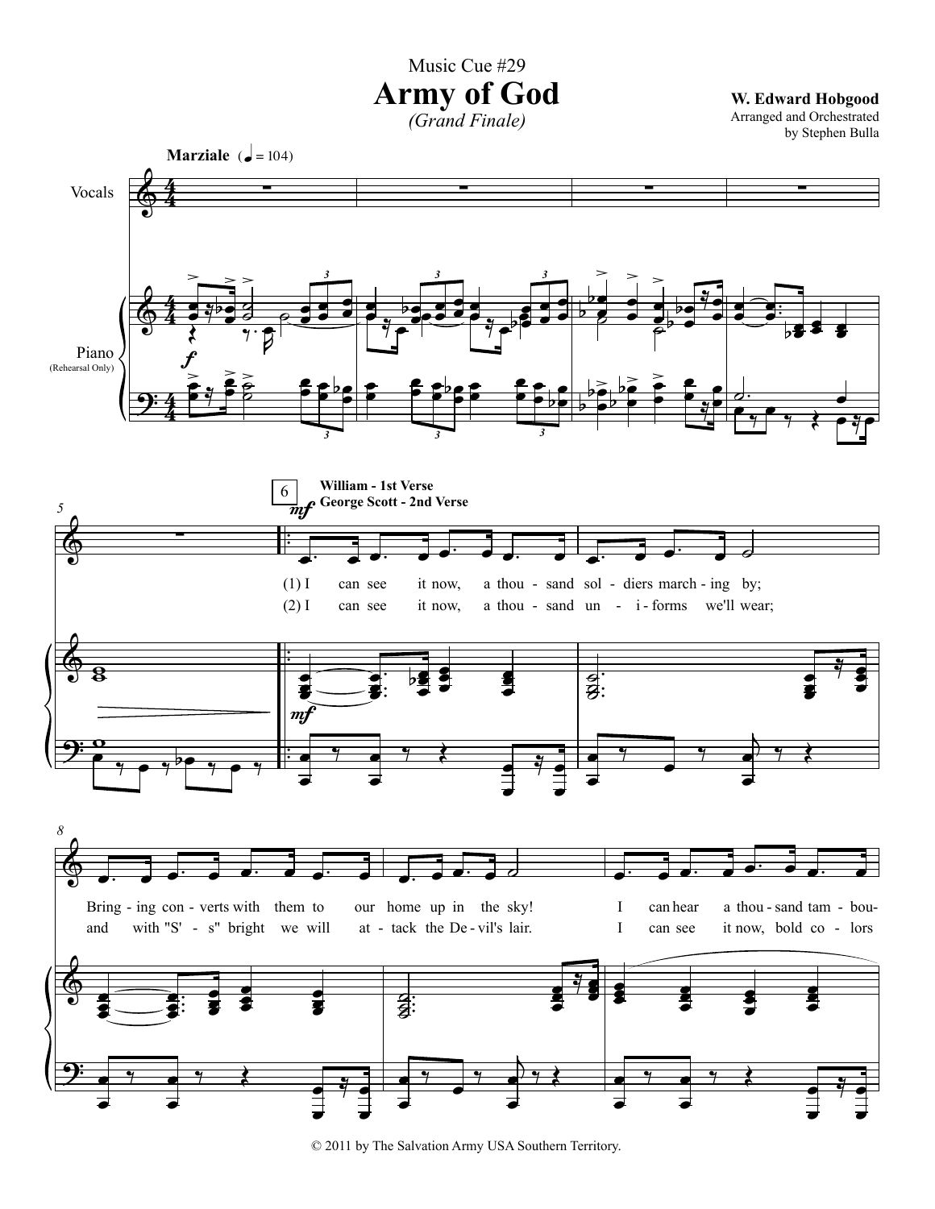Music Cue #29

# Army of God

*(Grand Finale)*

**W. Edward Hobgood**
Arranged and Orchestrated
by Stephen Bulla

**Marziale** (♩ = 104)

Vocals

Piano (Rehearsal Only)

**William - 1st Verse**
**George Scott - 2nd Verse**

(1) I can see it now, a thou - sand sol - diers march - ing by;
(2) I can see it now, a thou - sand un - i - forms we'll wear;

Bring - ing con - verts with them to our home up in the sky! I can hear a thou - sand tam - bou-
and with "S' - s" bright we will at - tack the De - vil's lair. I can see it now, bold co - lors

© 2011 by The Salvation Army USA Southern Territory.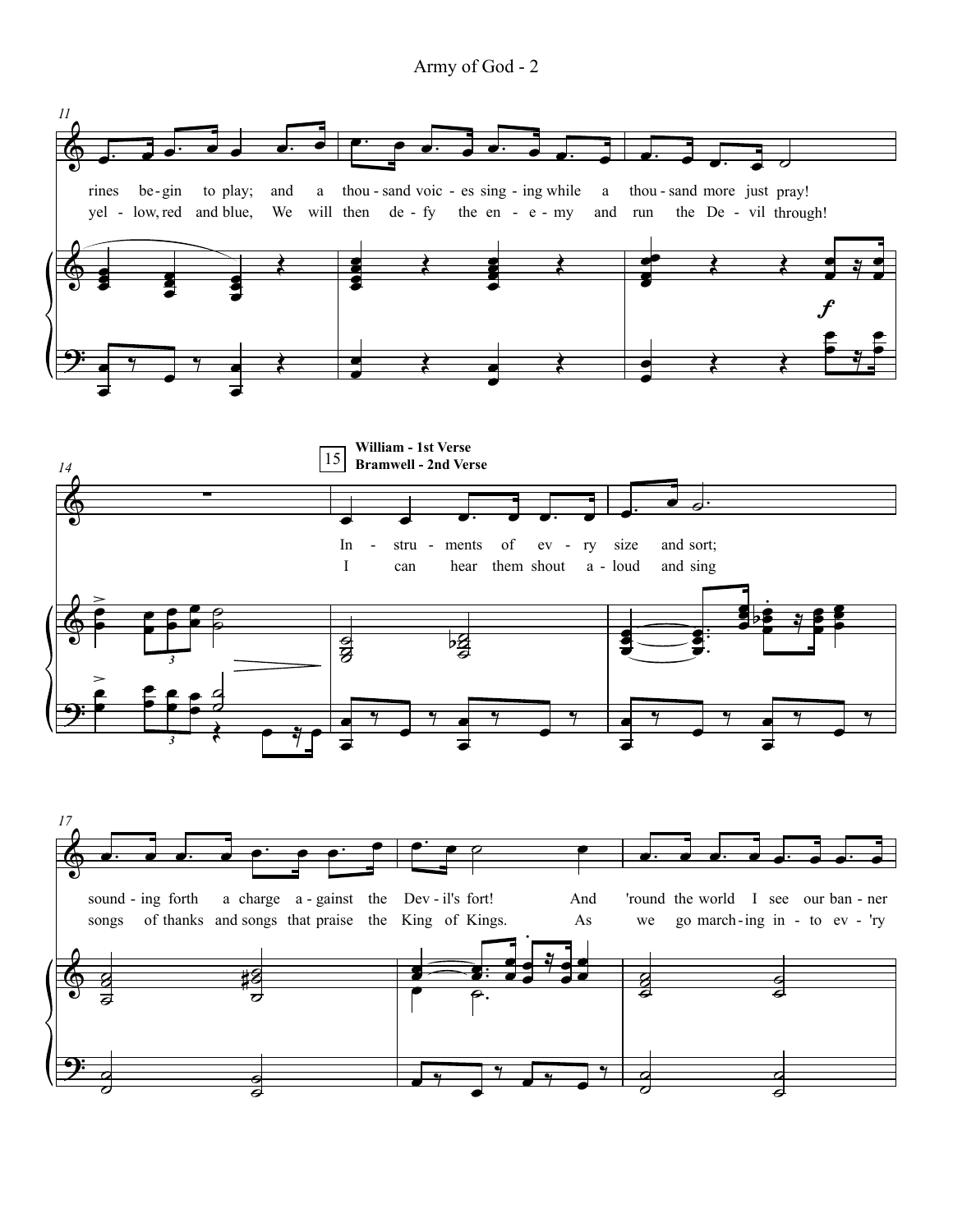**William - 1st Verse**
**Bramwell - 2nd Verse**

rines be-gin to play; and a thou-sand voic-es sing-ing while a thou-sand more just pray!
yel-low, red and blue, We will then de-fy the en-e-my and run the De-vil through!

In-stru-ments of ev-ry size and sort; sound-ing forth a charge a-gainst the Dev-il's fort! And 'round the world I see our ban-ner
I can hear them shout a-loud and sing songs of thanks and songs that praise the King of Kings. As we go march-ing in-to ev-'ry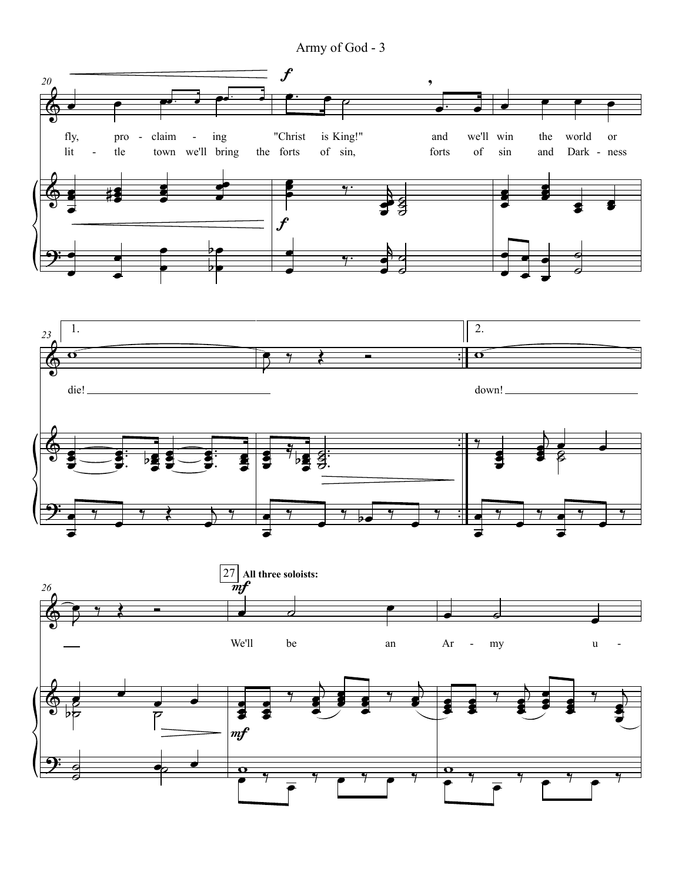fly, pro - claim - ing "Christ is King!" and we'll win the world or
lit - tle town we'll bring the forts of sin, forts of sin and Dark - ness

1. die!

2. down!

27 **All three soloists:**

We'll be an Ar - my u -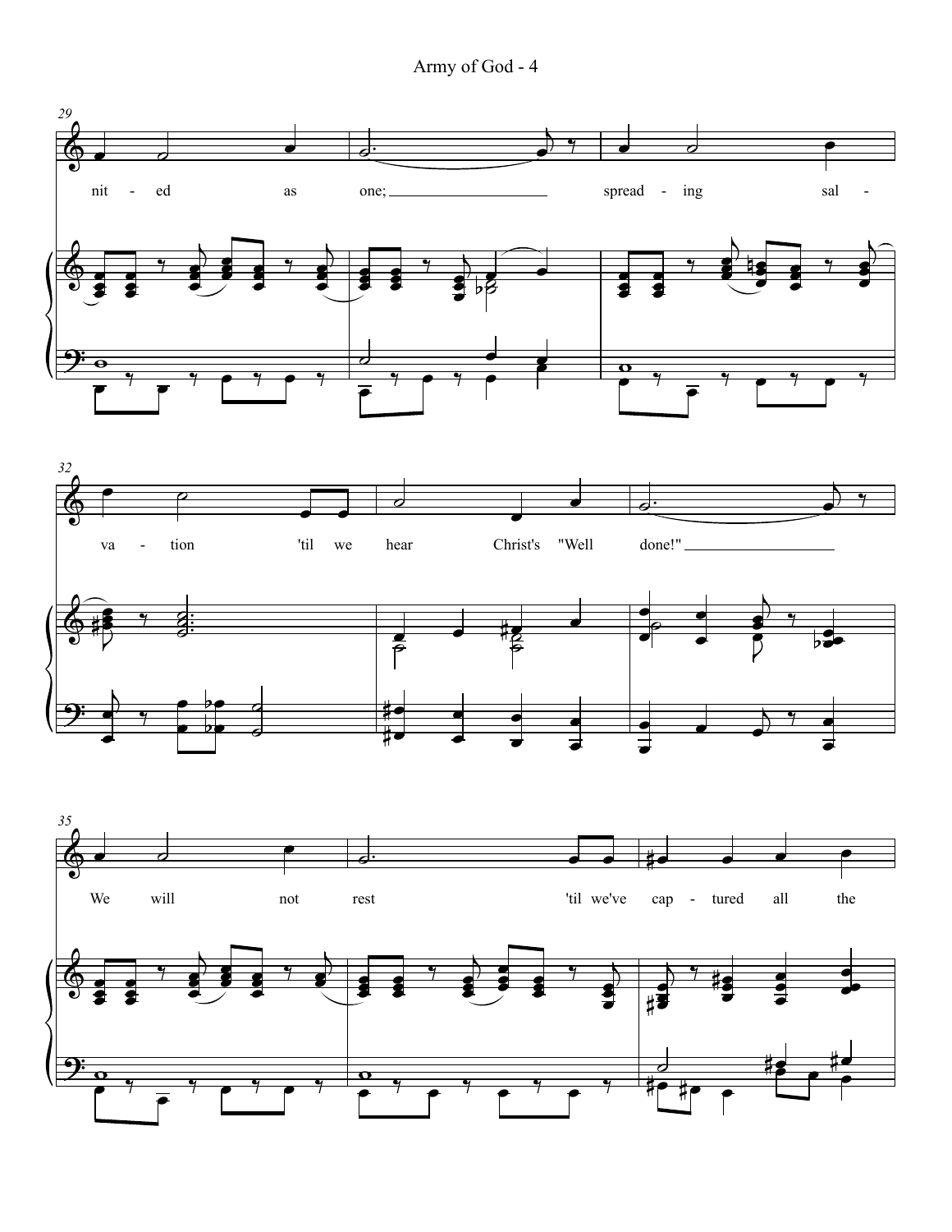29

nit - ed as one; spread - ing sal -

32

va - tion 'til we hear Christ's "Well done!"

35

We will not rest 'til we've cap - tured all the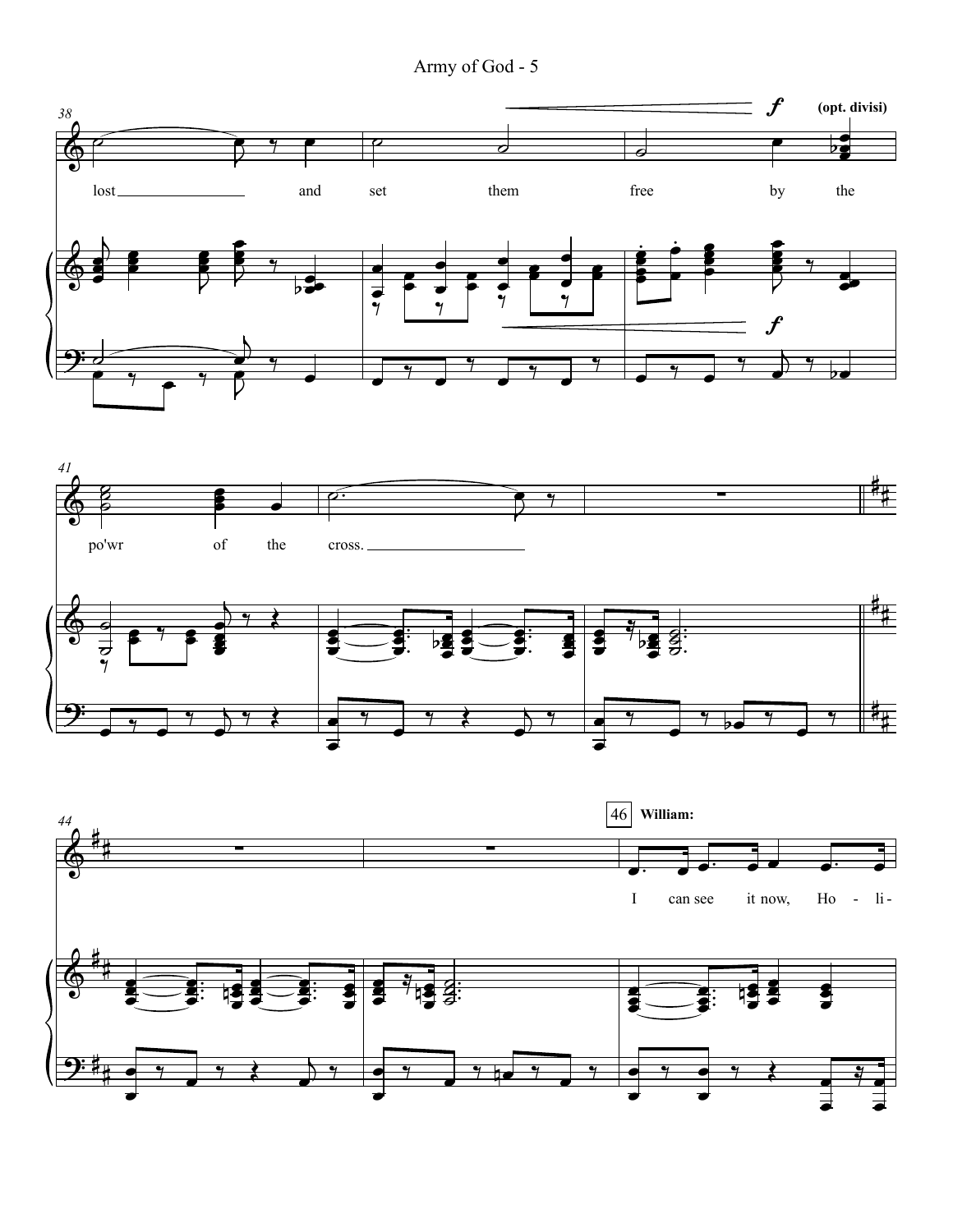**f** **(opt. divisi)**

lost and set them free by the

po'wr of the cross.

46 **William:**

I can see it now, Ho - li -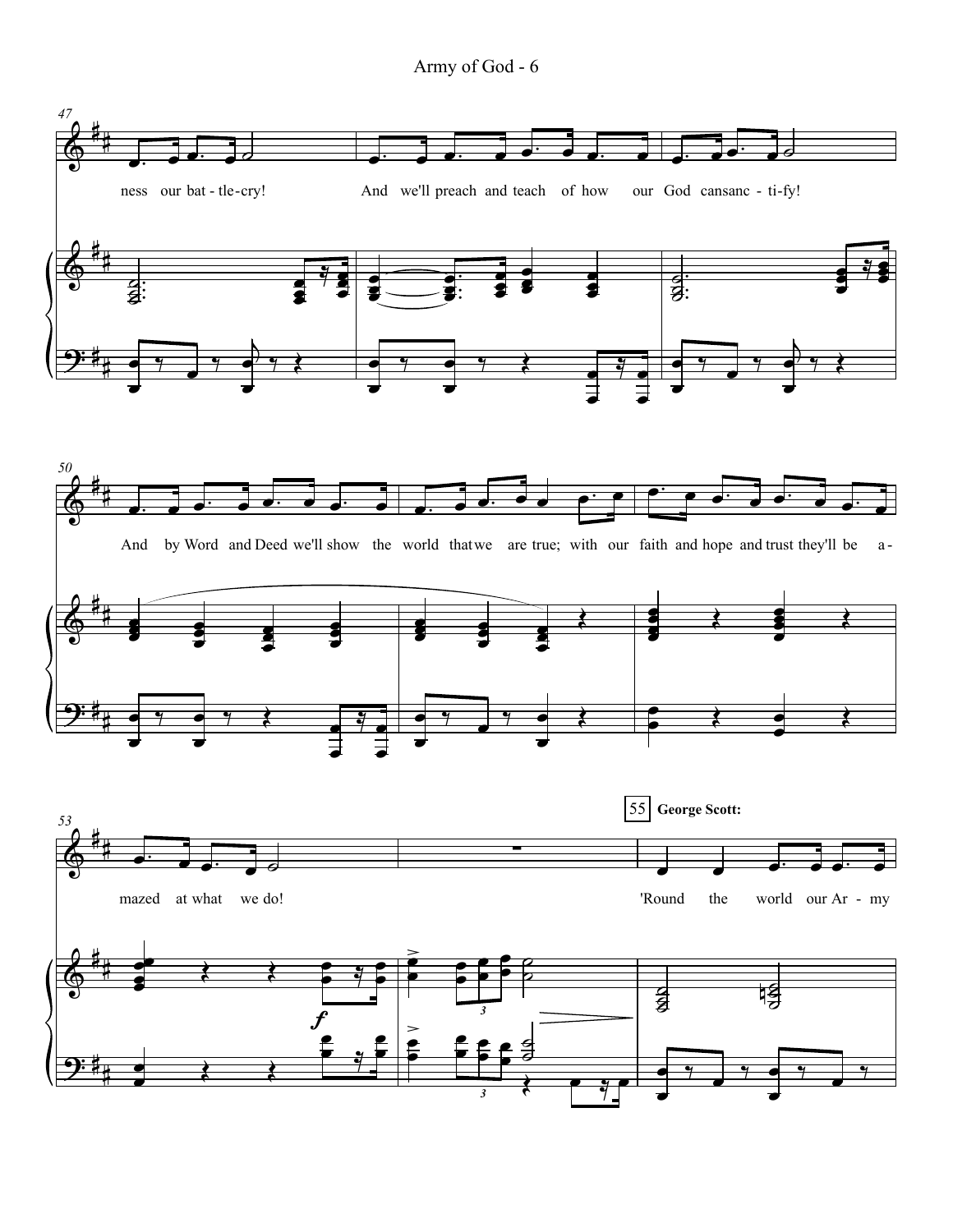ness our bat - tle - cry! And we'll preach and teach of how our God can sanc - ti - fy!

And by Word and Deed we'll show the world that we are true; with our faith and hope and trust they'll be a - mazed at what we do!

55 **George Scott:**

'Round the world our Ar - my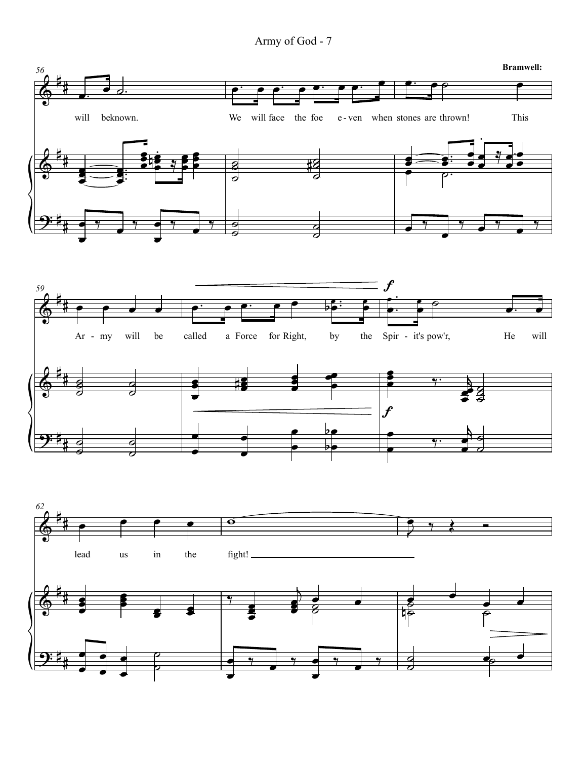Bramwell:

56

will beknown. We will face the foe e - ven when stones are thrown! This

59

Ar - my will be called a Force for Right, by the Spir - it's pow'r, He will

*f*

62

lead us in the fight!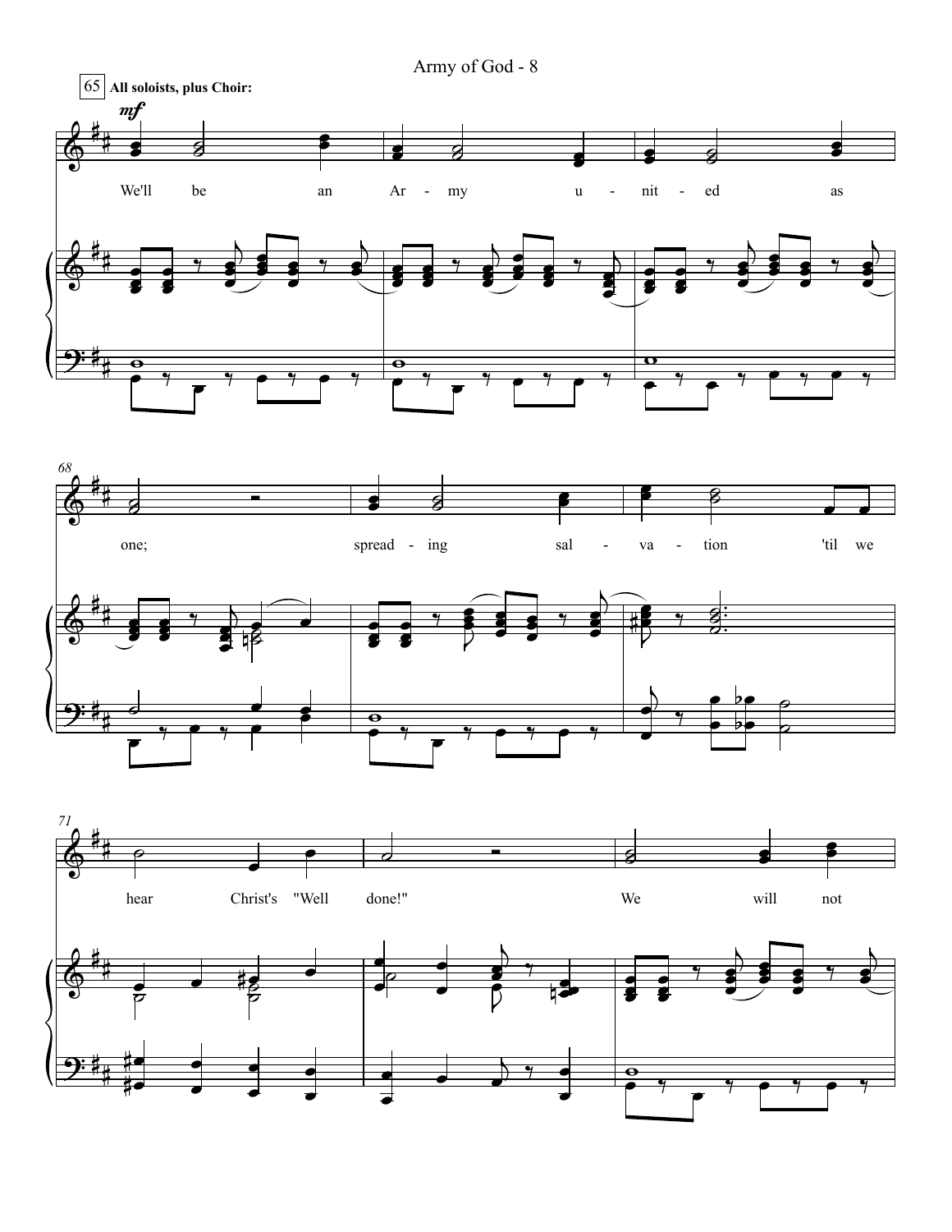65 **All soloists, plus Choir:**

*mf*

We'll be an Ar - my u - nit - ed as

68

one; spread - ing sal - va - tion 'til we

71

hear Christ's "Well done!" We will not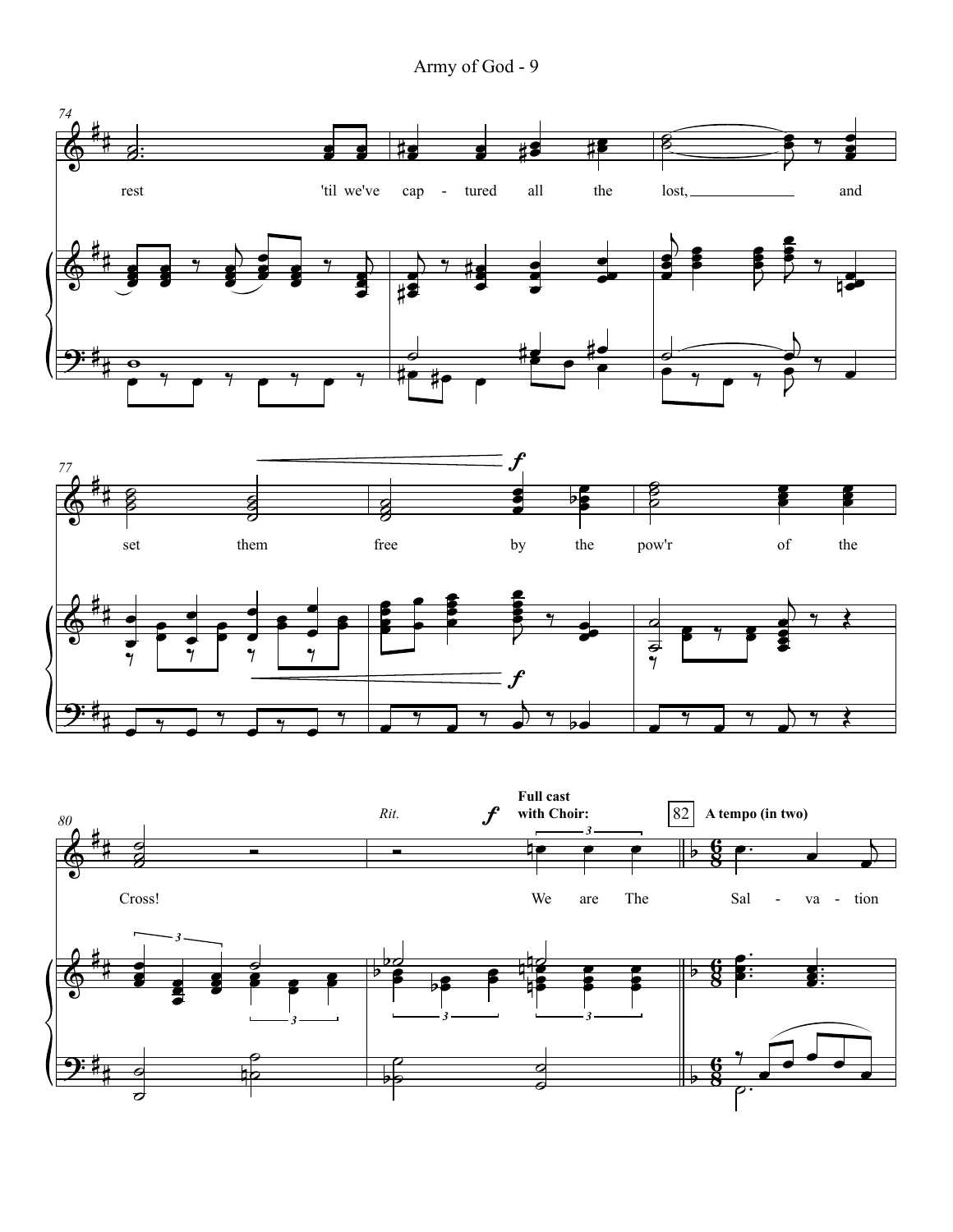74

rest 'til we've cap - tured all the lost, and

77

*f*

set them free by the pow'r of the

80

*Rit.* *f* **Full cast with Choir:** 82 **A tempo (in two)**

Cross! We are The Sal - va - tion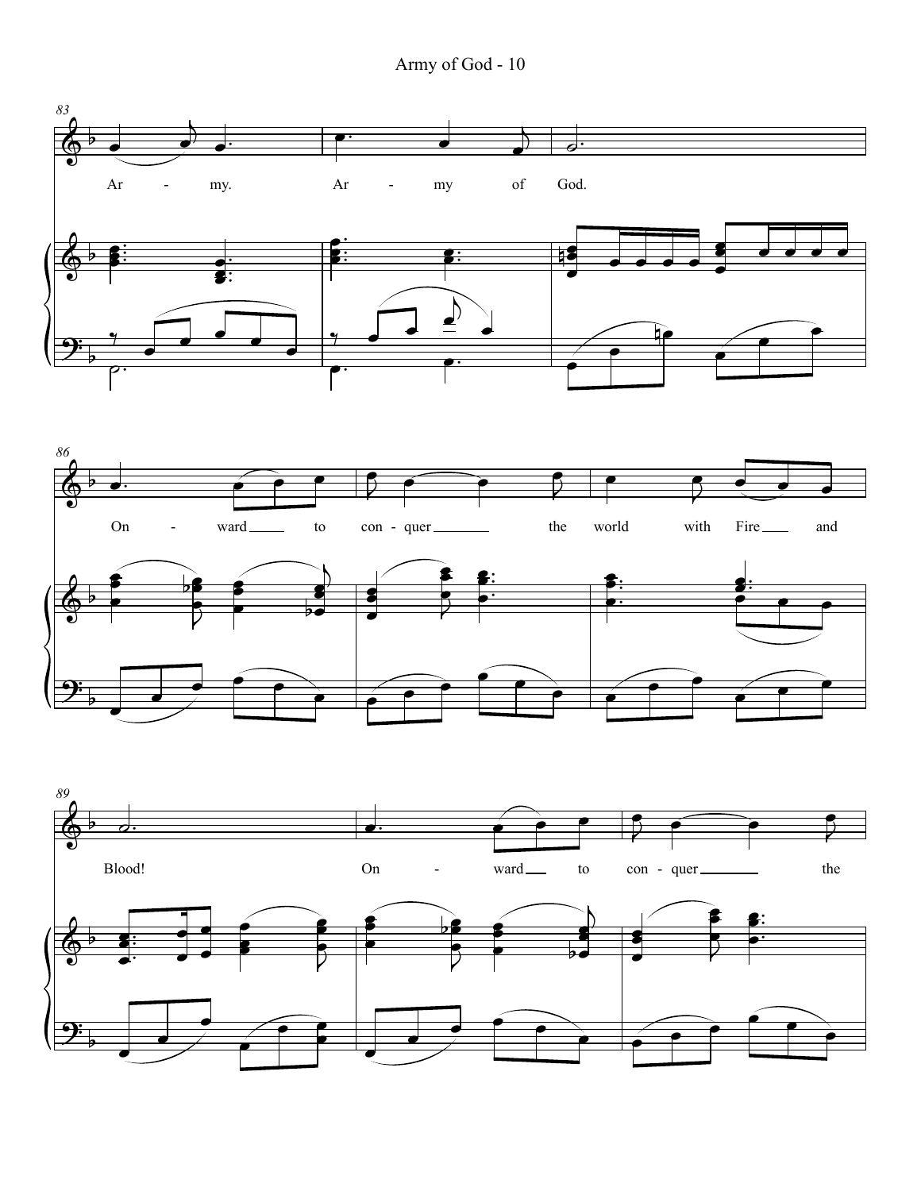Ar - my. Ar - my of God.

On - ward to con - quer the world with Fire and

Blood! On - ward to con - quer the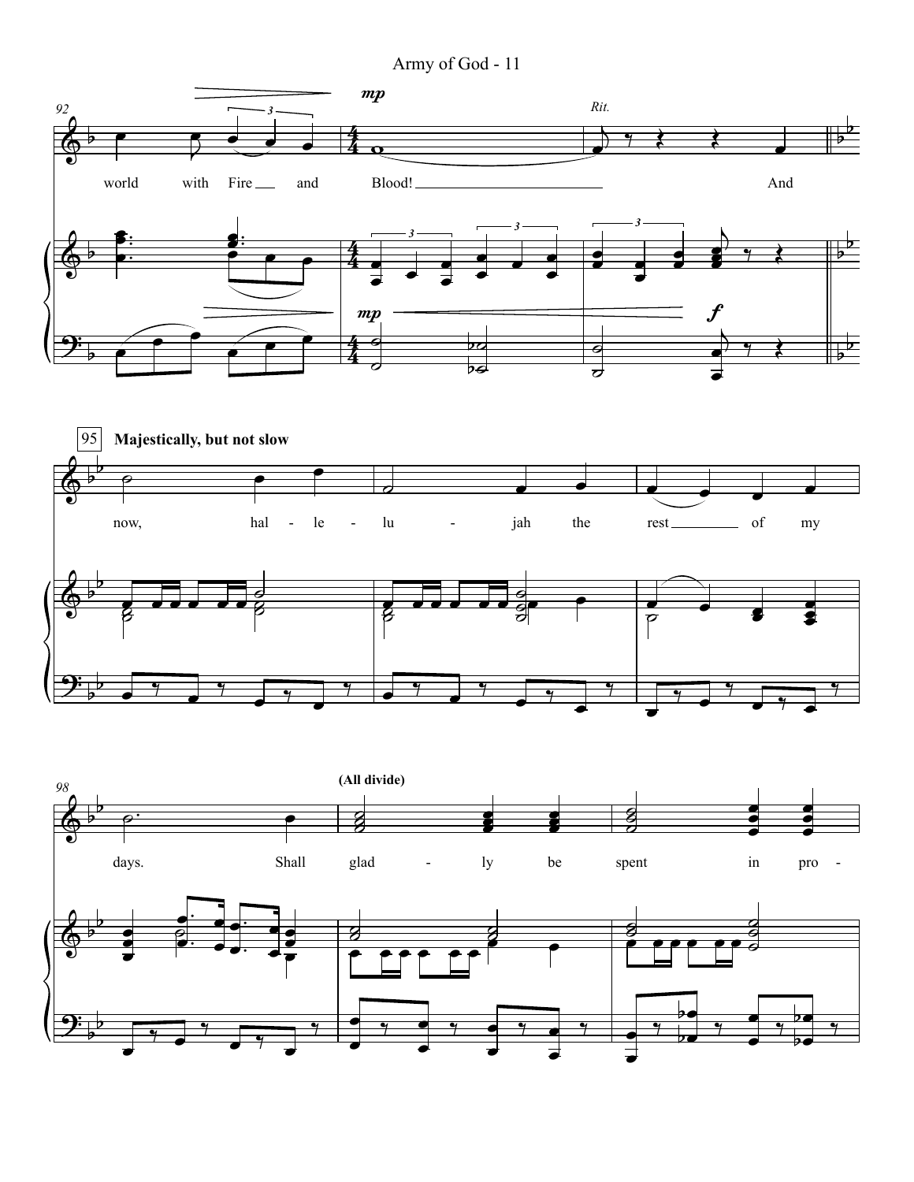**95** **Majestically, but not slow**

world with Fire and Blood! And

now, hal - le - lu - jah the rest of my

days. Shall glad - ly be spent in pro -

(All divide)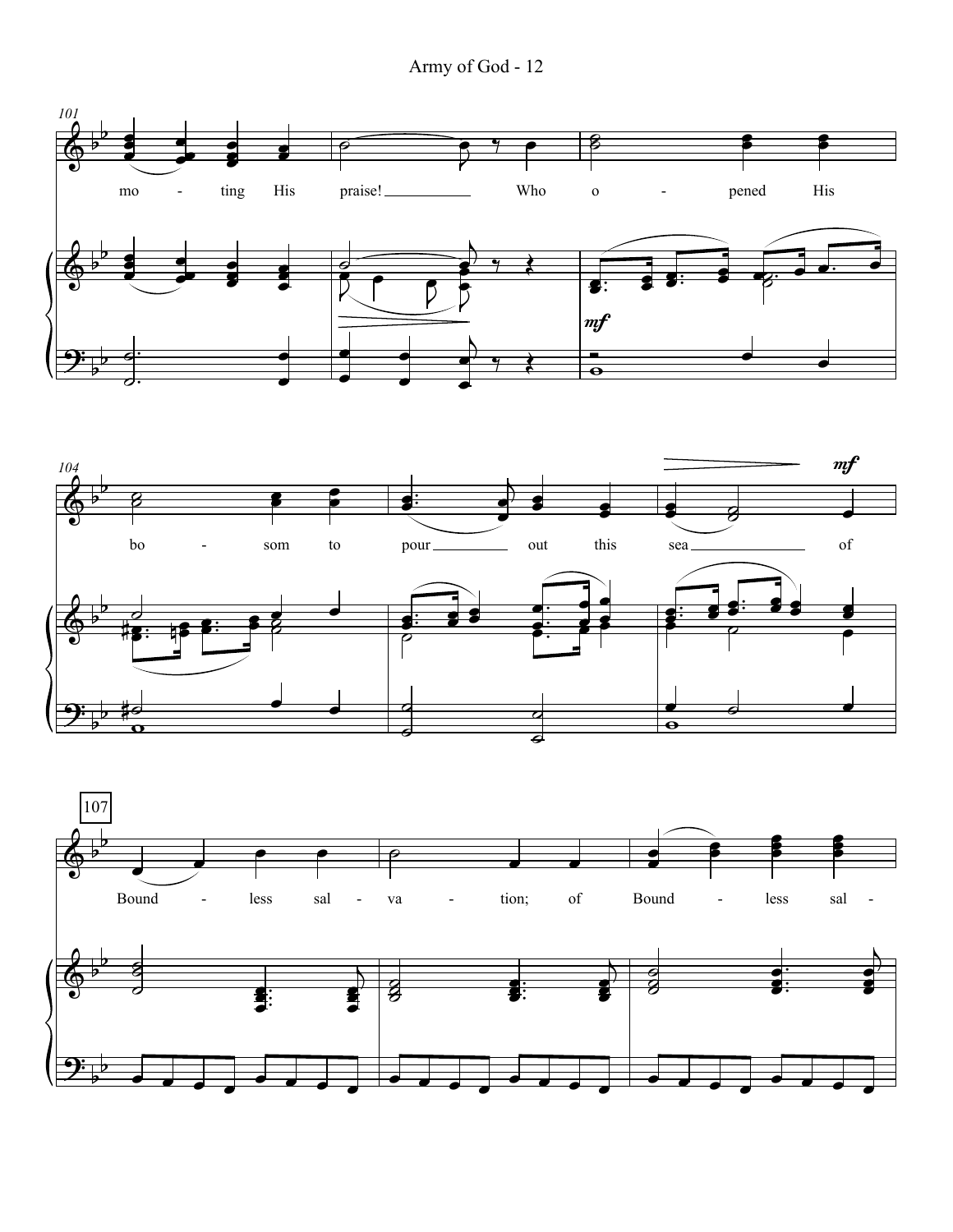mo - ting His praise! Who o - pened His

bo - som to pour out this sea of

Bound - less sal - va - tion; of Bound - less sal -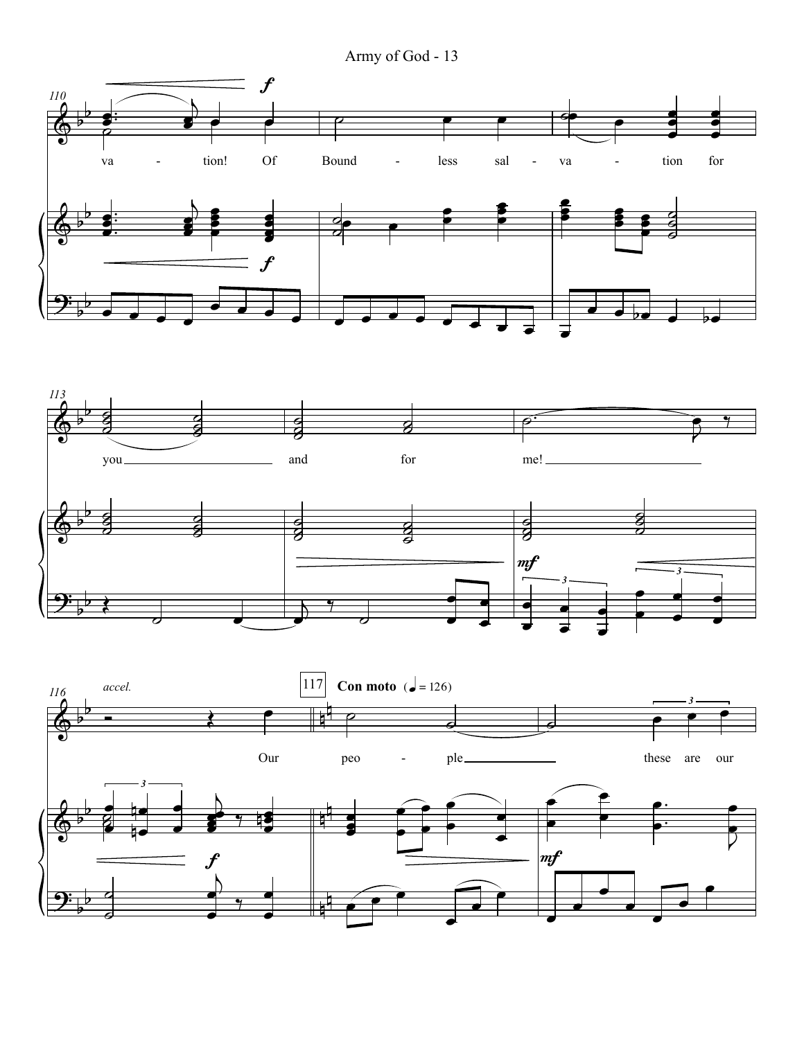110

va - tion! Of Bound - less sal - va - tion for

113

you and for me!

116 *accel.*

117 **Con moto** (♩ = 126)

Our peo - ple these are our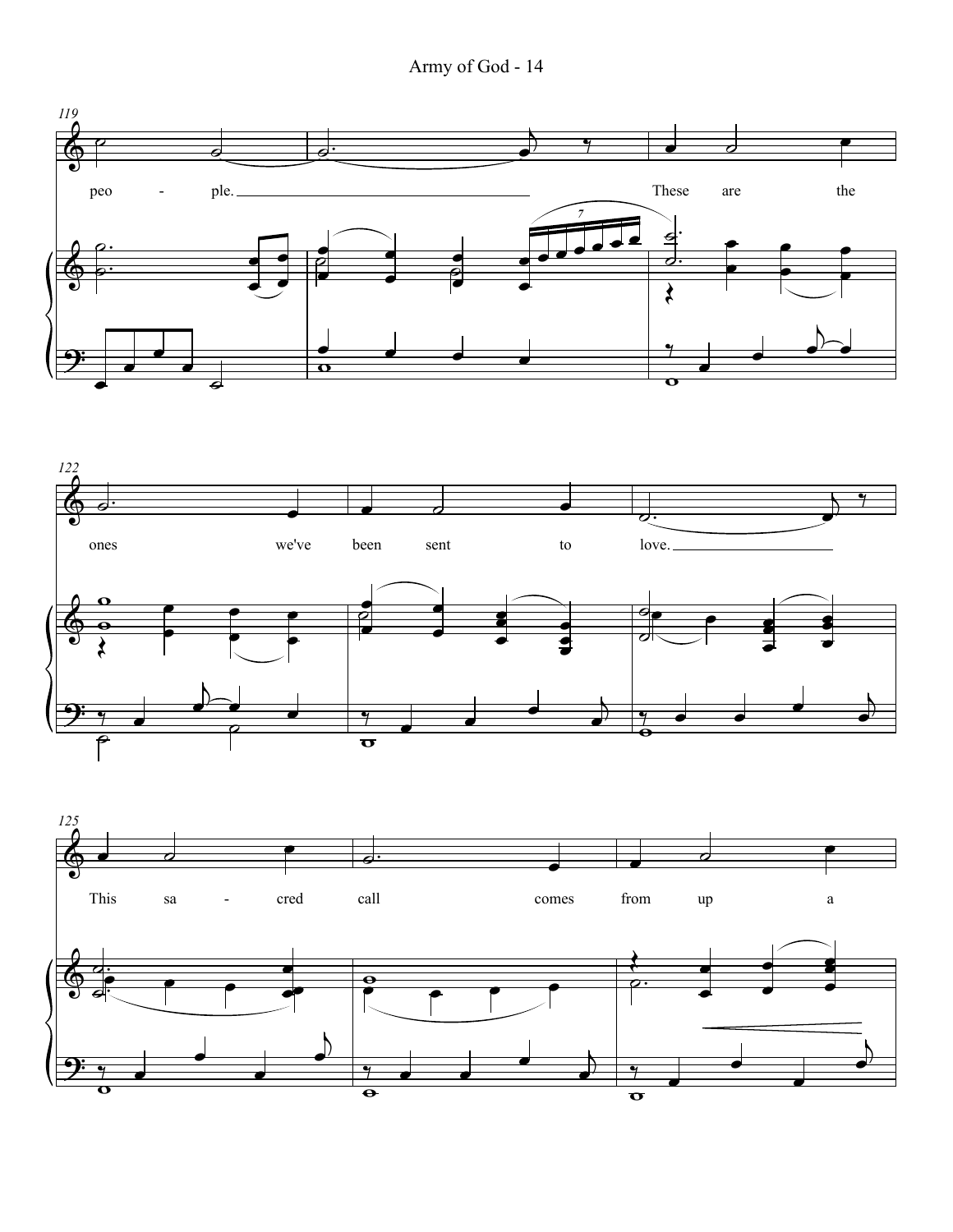119

peo - ple. These are the

122

ones we've been sent to love.

125

This sa - cred call comes from up a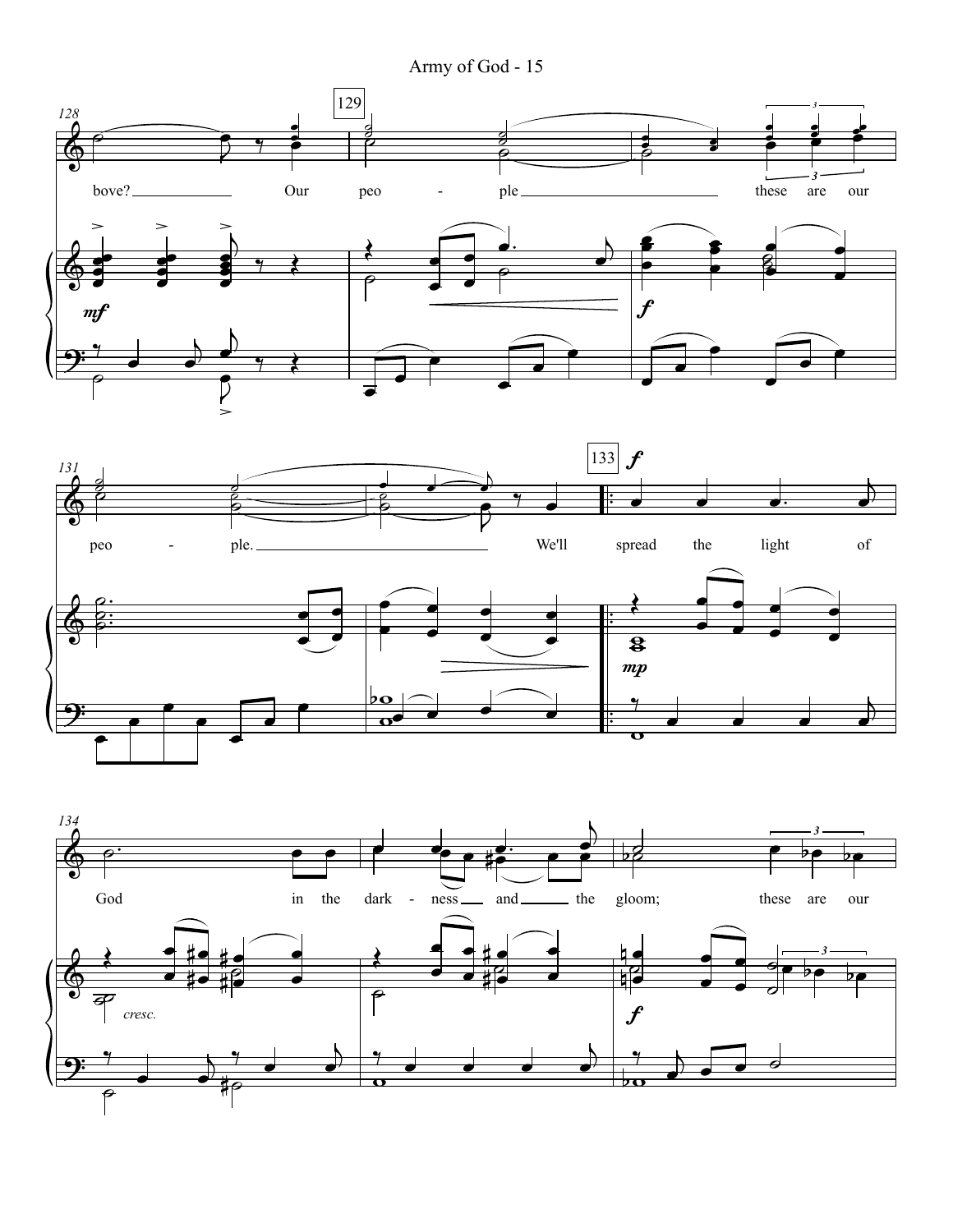bove? Our peo - ple these are our

peo - ple. We'll spread the light of

God in the dark - ness and the gloom; these are our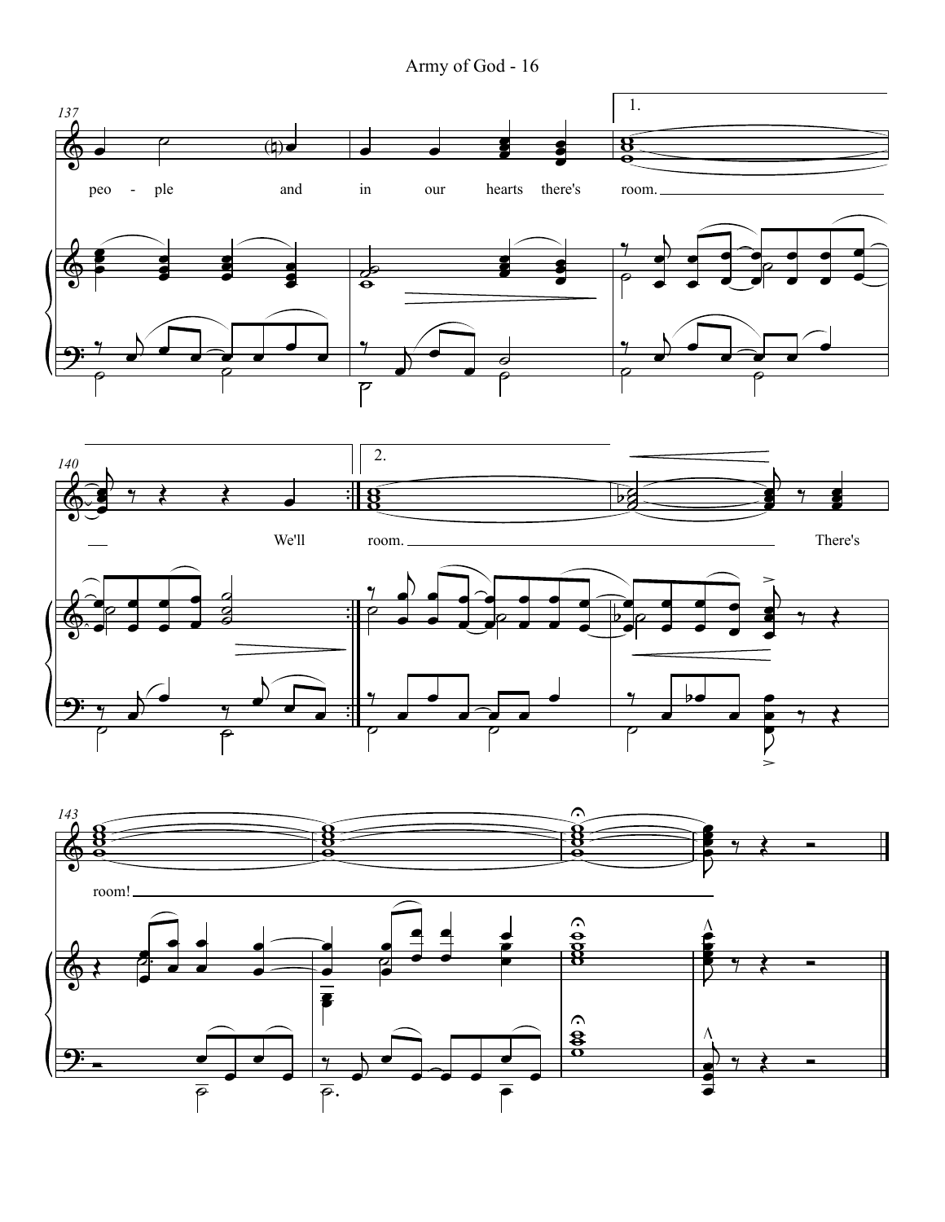peo - ple and in our hearts there's room. We'll room. There's room!